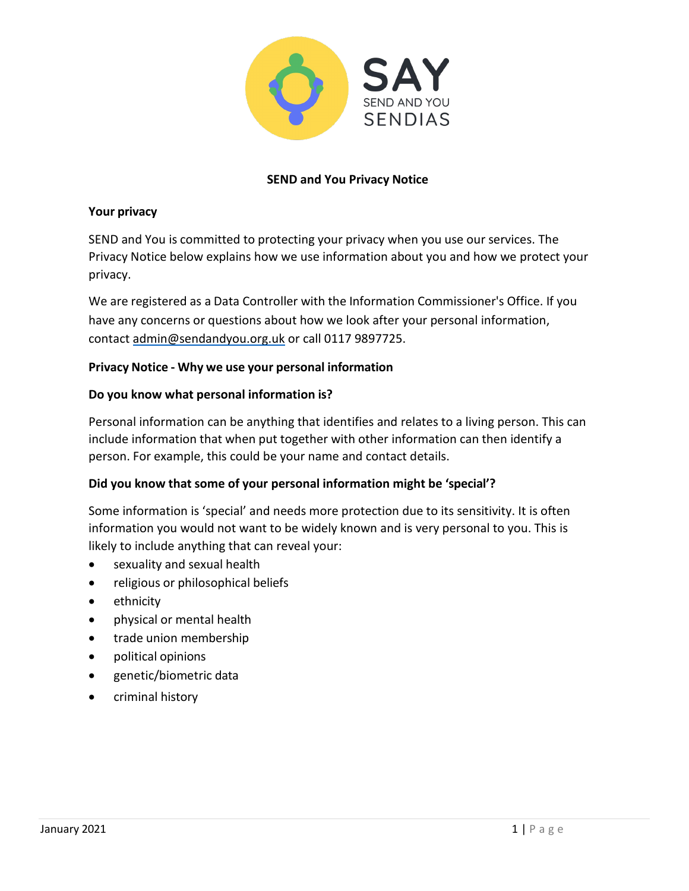SAY
SEND AND YOU
SENDIAS

# SEND and You Privacy Notice

## Your privacy

SEND and You is committed to protecting your privacy when you use our services. The Privacy Notice below explains how we use information about you and how we protect your privacy.

We are registered as a Data Controller with the Information Commissioner's Office. If you have any concerns or questions about how we look after your personal information, contact admin@sendandyou.org.uk or call 0117 9897725.

## Privacy Notice - Why we use your personal information

### Do you know what personal information is?

Personal information can be anything that identifies and relates to a living person. This can include information that when put together with other information can then identify a person. For example, this could be your name and contact details.

### Did you know that some of your personal information might be 'special'?

Some information is 'special' and needs more protection due to its sensitivity. It is often information you would not want to be widely known and is very personal to you. This is likely to include anything that can reveal your:

- sexuality and sexual health
- religious or philosophical beliefs
- ethnicity
- physical or mental health
- trade union membership
- political opinions
- genetic/biometric data
- criminal history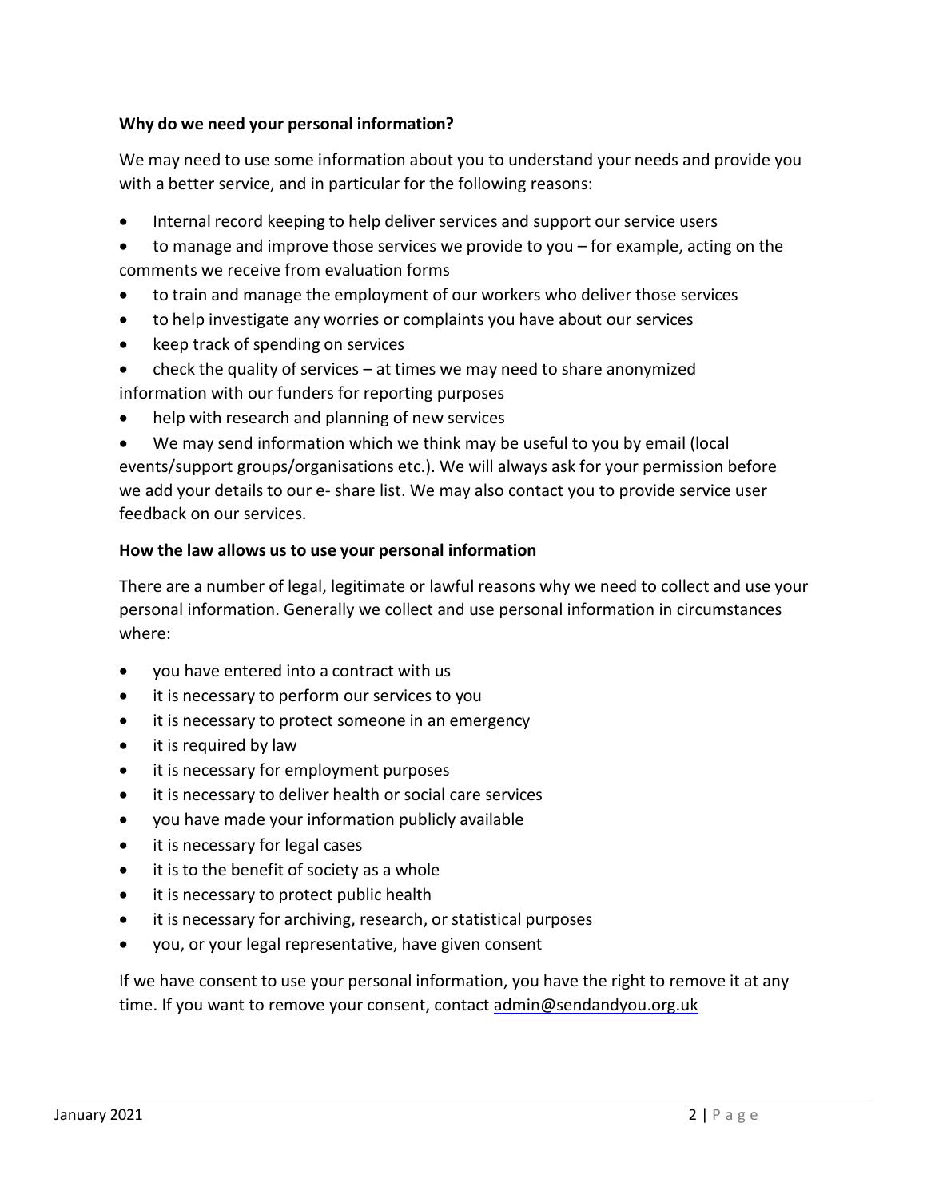**Why do we need your personal information?**

We may need to use some information about you to understand your needs and provide you with a better service, and in particular for the following reasons:

- Internal record keeping to help deliver services and support our service users
- to manage and improve those services we provide to you – for example, acting on the comments we receive from evaluation forms
- to train and manage the employment of our workers who deliver those services
- to help investigate any worries or complaints you have about our services
- keep track of spending on services
- check the quality of services – at times we may need to share anonymized information with our funders for reporting purposes
- help with research and planning of new services
- We may send information which we think may be useful to you by email (local events/support groups/organisations etc.). We will always ask for your permission before we add your details to our e- share list. We may also contact you to provide service user feedback on our services.

**How the law allows us to use your personal information**

There are a number of legal, legitimate or lawful reasons why we need to collect and use your personal information. Generally we collect and use personal information in circumstances where:

- you have entered into a contract with us
- it is necessary to perform our services to you
- it is necessary to protect someone in an emergency
- it is required by law
- it is necessary for employment purposes
- it is necessary to deliver health or social care services
- you have made your information publicly available
- it is necessary for legal cases
- it is to the benefit of society as a whole
- it is necessary to protect public health
- it is necessary for archiving, research, or statistical purposes
- you, or your legal representative, have given consent

If we have consent to use your personal information, you have the right to remove it at any time. If you want to remove your consent, contact admin@sendandyou.org.uk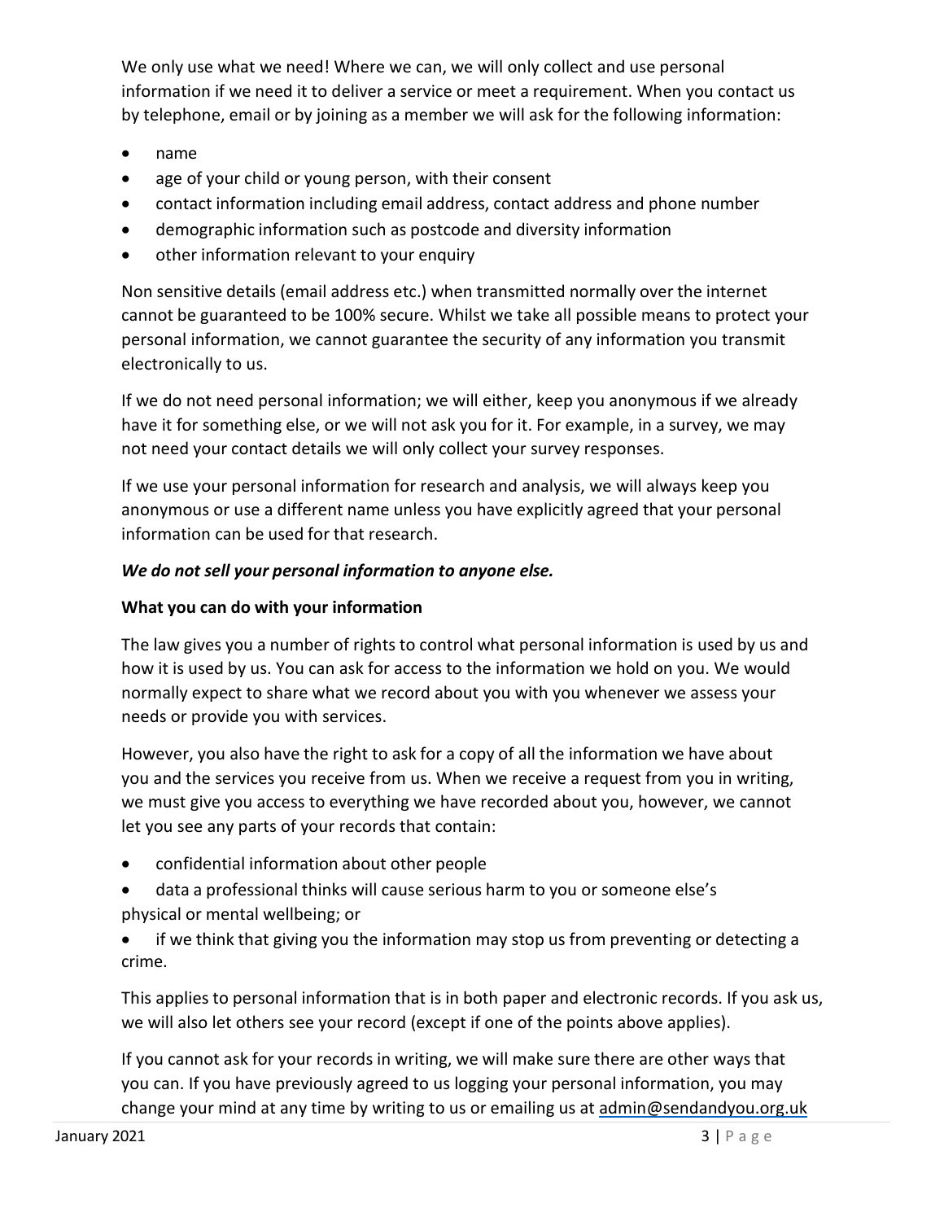We only use what we need! Where we can, we will only collect and use personal information if we need it to deliver a service or meet a requirement. When you contact us by telephone, email or by joining as a member we will ask for the following information:

- name
- age of your child or young person, with their consent
- contact information including email address, contact address and phone number
- demographic information such as postcode and diversity information
- other information relevant to your enquiry

Non sensitive details (email address etc.) when transmitted normally over the internet cannot be guaranteed to be 100% secure. Whilst we take all possible means to protect your personal information, we cannot guarantee the security of any information you transmit electronically to us.

If we do not need personal information; we will either, keep you anonymous if we already have it for something else, or we will not ask you for it. For example, in a survey, we may not need your contact details we will only collect your survey responses.

If we use your personal information for research and analysis, we will always keep you anonymous or use a different name unless you have explicitly agreed that your personal information can be used for that research.

***We do not sell your personal information to anyone else.***

**What you can do with your information**

The law gives you a number of rights to control what personal information is used by us and how it is used by us. You can ask for access to the information we hold on you. We would normally expect to share what we record about you with you whenever we assess your needs or provide you with services.

However, you also have the right to ask for a copy of all the information we have about you and the services you receive from us. When we receive a request from you in writing, we must give you access to everything we have recorded about you, however, we cannot let you see any parts of your records that contain:

- confidential information about other people
- data a professional thinks will cause serious harm to you or someone else's physical or mental wellbeing; or
- if we think that giving you the information may stop us from preventing or detecting a crime.

This applies to personal information that is in both paper and electronic records. If you ask us, we will also let others see your record (except if one of the points above applies).

If you cannot ask for your records in writing, we will make sure there are other ways that you can. If you have previously agreed to us logging your personal information, you may change your mind at any time by writing to us or emailing us at admin@sendandyou.org.uk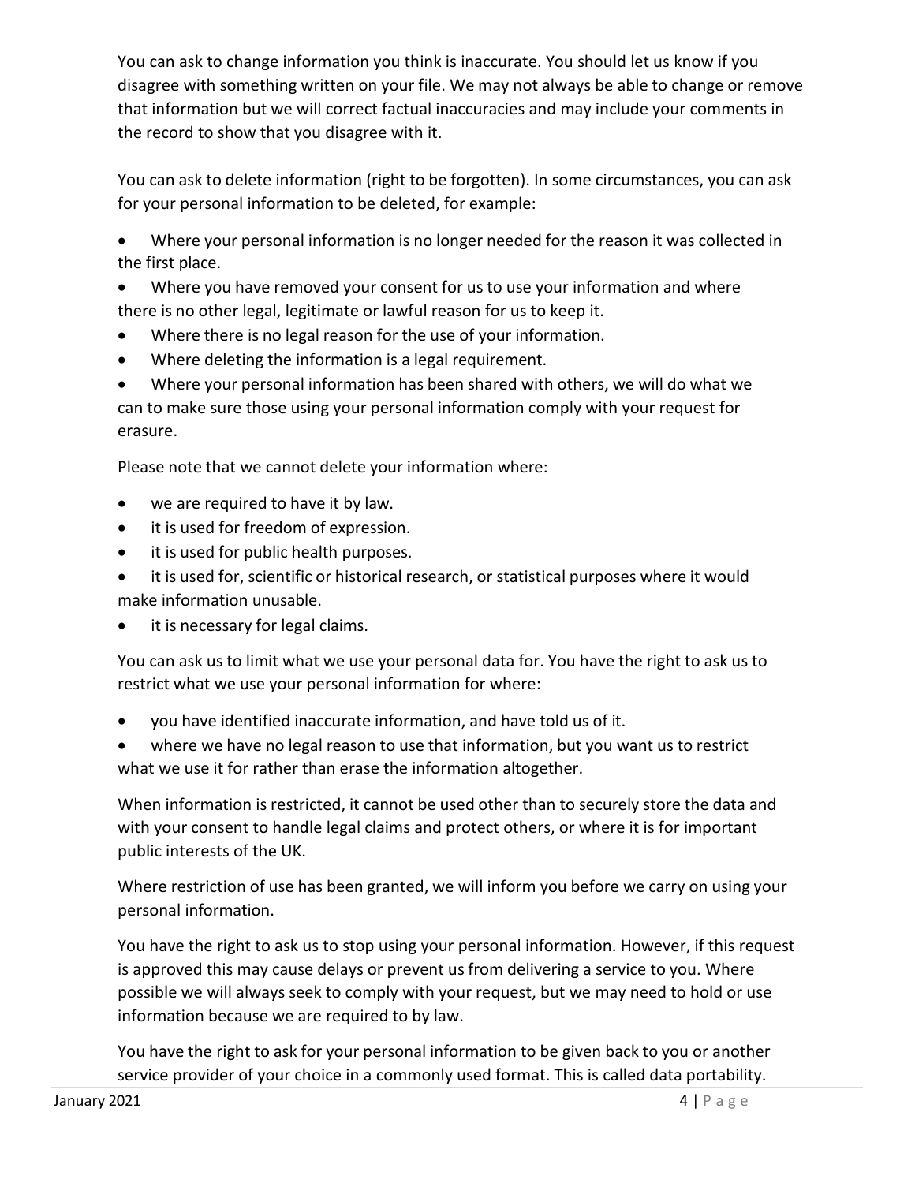You can ask to change information you think is inaccurate. You should let us know if you disagree with something written on your file. We may not always be able to change or remove that information but we will correct factual inaccuracies and may include your comments in the record to show that you disagree with it.

You can ask to delete information (right to be forgotten). In some circumstances, you can ask for your personal information to be deleted, for example:

- Where your personal information is no longer needed for the reason it was collected in the first place.
- Where you have removed your consent for us to use your information and where there is no other legal, legitimate or lawful reason for us to keep it.
- Where there is no legal reason for the use of your information.
- Where deleting the information is a legal requirement.
- Where your personal information has been shared with others, we will do what we can to make sure those using your personal information comply with your request for erasure.

Please note that we cannot delete your information where:

- we are required to have it by law.
- it is used for freedom of expression.
- it is used for public health purposes.
- it is used for, scientific or historical research, or statistical purposes where it would make information unusable.
- it is necessary for legal claims.

You can ask us to limit what we use your personal data for. You have the right to ask us to restrict what we use your personal information for where:

- you have identified inaccurate information, and have told us of it.
- where we have no legal reason to use that information, but you want us to restrict what we use it for rather than erase the information altogether.

When information is restricted, it cannot be used other than to securely store the data and with your consent to handle legal claims and protect others, or where it is for important public interests of the UK.

Where restriction of use has been granted, we will inform you before we carry on using your personal information.

You have the right to ask us to stop using your personal information. However, if this request is approved this may cause delays or prevent us from delivering a service to you. Where possible we will always seek to comply with your request, but we may need to hold or use information because we are required to by law.

You have the right to ask for your personal information to be given back to you or another service provider of your choice in a commonly used format. This is called data portability.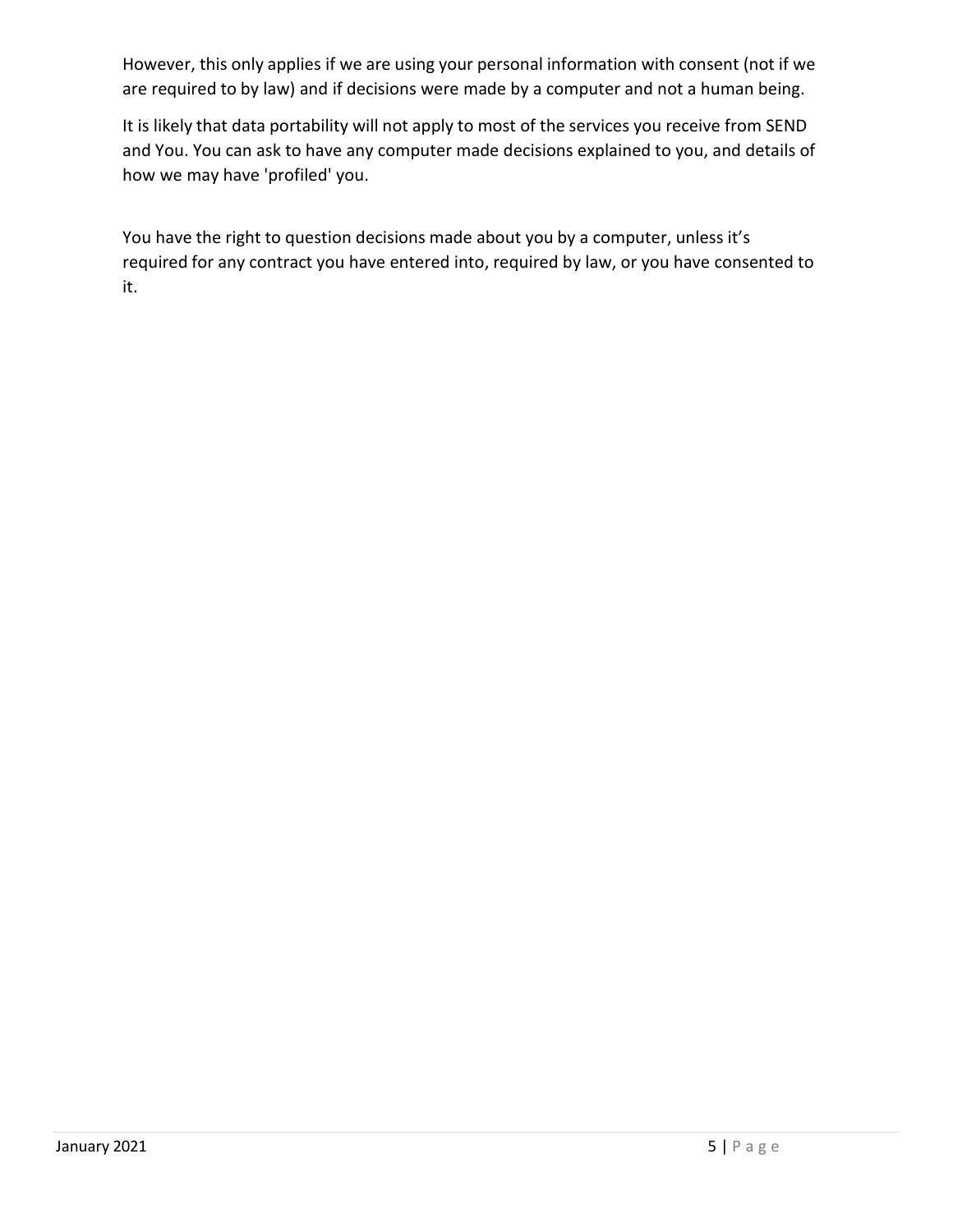However, this only applies if we are using your personal information with consent (not if we are required to by law) and if decisions were made by a computer and not a human being.

It is likely that data portability will not apply to most of the services you receive from SEND and You. You can ask to have any computer made decisions explained to you, and details of how we may have 'profiled' you.

You have the right to question decisions made about you by a computer, unless it's required for any contract you have entered into, required by law, or you have consented to it.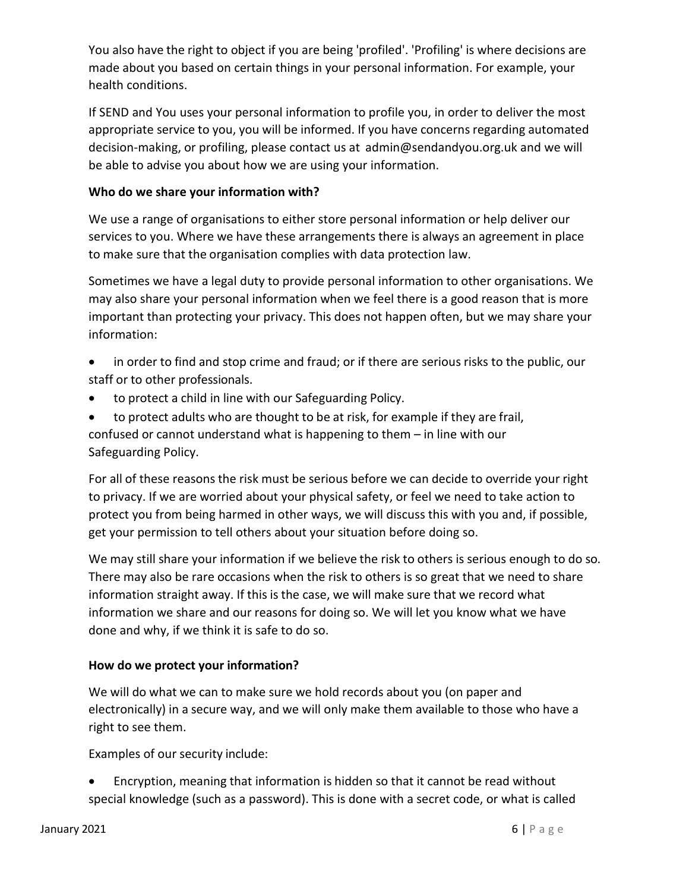You also have the right to object if you are being 'profiled'. 'Profiling' is where decisions are made about you based on certain things in your personal information. For example, your health conditions.

If SEND and You uses your personal information to profile you, in order to deliver the most appropriate service to you, you will be informed. If you have concerns regarding automated decision-making, or profiling, please contact us at admin@sendandyou.org.uk and we will be able to advise you about how we are using your information.

**Who do we share your information with?**

We use a range of organisations to either store personal information or help deliver our services to you. Where we have these arrangements there is always an agreement in place to make sure that the organisation complies with data protection law.

Sometimes we have a legal duty to provide personal information to other organisations. We may also share your personal information when we feel there is a good reason that is more important than protecting your privacy. This does not happen often, but we may share your information:

- in order to find and stop crime and fraud; or if there are serious risks to the public, our staff or to other professionals.
- to protect a child in line with our Safeguarding Policy.
- to protect adults who are thought to be at risk, for example if they are frail, confused or cannot understand what is happening to them – in line with our Safeguarding Policy.

For all of these reasons the risk must be serious before we can decide to override your right to privacy. If we are worried about your physical safety, or feel we need to take action to protect you from being harmed in other ways, we will discuss this with you and, if possible, get your permission to tell others about your situation before doing so.

We may still share your information if we believe the risk to others is serious enough to do so. There may also be rare occasions when the risk to others is so great that we need to share information straight away. If this is the case, we will make sure that we record what information we share and our reasons for doing so. We will let you know what we have done and why, if we think it is safe to do so.

**How do we protect your information?**

We will do what we can to make sure we hold records about you (on paper and electronically) in a secure way, and we will only make them available to those who have a right to see them.

Examples of our security include:

- Encryption, meaning that information is hidden so that it cannot be read without special knowledge (such as a password). This is done with a secret code, or what is called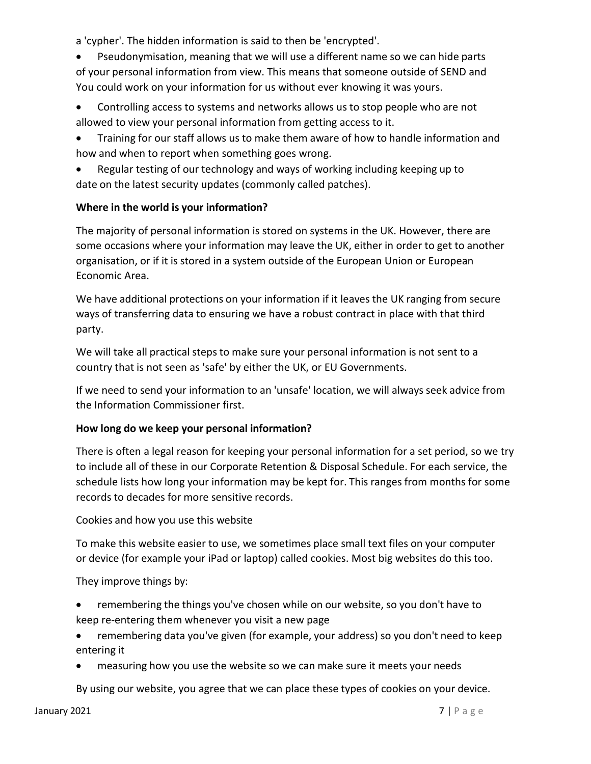a 'cypher'. The hidden information is said to then be 'encrypted'.

- Pseudonymisation, meaning that we will use a different name so we can hide parts of your personal information from view. This means that someone outside of SEND and You could work on your information for us without ever knowing it was yours.
- Controlling access to systems and networks allows us to stop people who are not allowed to view your personal information from getting access to it.
- Training for our staff allows us to make them aware of how to handle information and how and when to report when something goes wrong.
- Regular testing of our technology and ways of working including keeping up to date on the latest security updates (commonly called patches).

**Where in the world is your information?**

The majority of personal information is stored on systems in the UK. However, there are some occasions where your information may leave the UK, either in order to get to another organisation, or if it is stored in a system outside of the European Union or European Economic Area.

We have additional protections on your information if it leaves the UK ranging from secure ways of transferring data to ensuring we have a robust contract in place with that third party.

We will take all practical steps to make sure your personal information is not sent to a country that is not seen as 'safe' by either the UK, or EU Governments.

If we need to send your information to an 'unsafe' location, we will always seek advice from the Information Commissioner first.

**How long do we keep your personal information?**

There is often a legal reason for keeping your personal information for a set period, so we try to include all of these in our Corporate Retention & Disposal Schedule. For each service, the schedule lists how long your information may be kept for. This ranges from months for some records to decades for more sensitive records.

Cookies and how you use this website

To make this website easier to use, we sometimes place small text files on your computer or device (for example your iPad or laptop) called cookies. Most big websites do this too.

They improve things by:

- remembering the things you've chosen while on our website, so you don't have to keep re-entering them whenever you visit a new page
- remembering data you've given (for example, your address) so you don't need to keep entering it
- measuring how you use the website so we can make sure it meets your needs

By using our website, you agree that we can place these types of cookies on your device.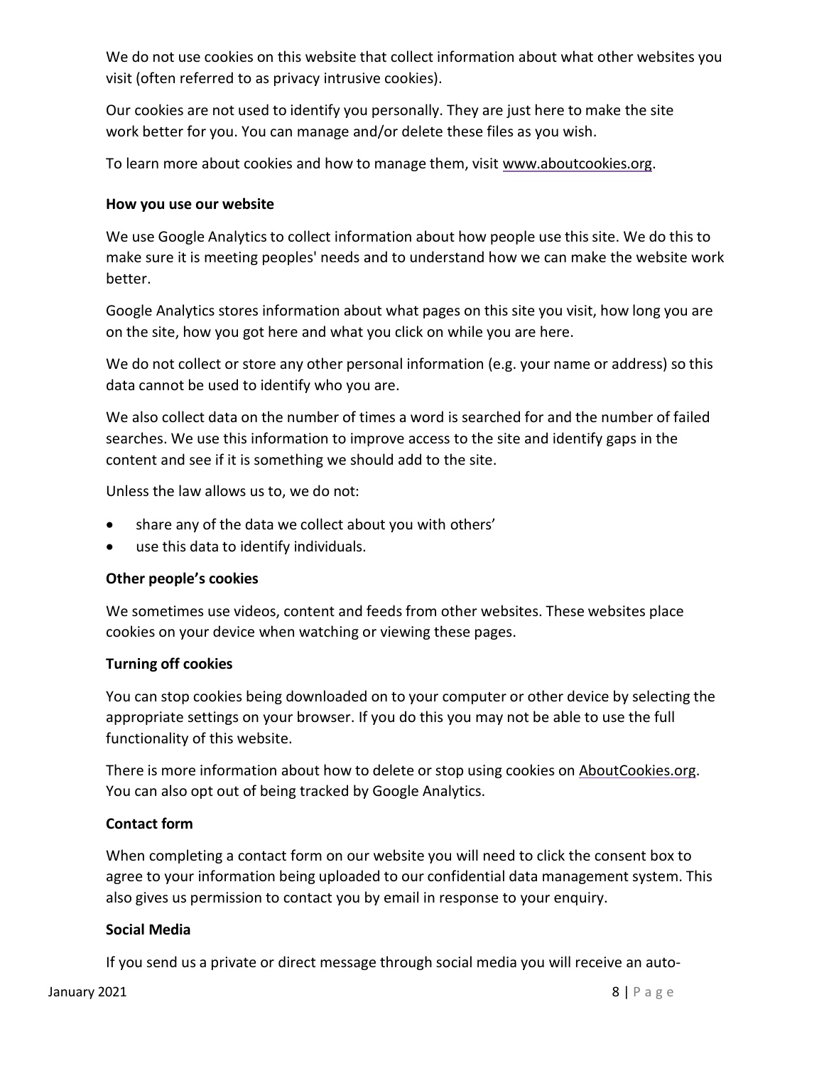We do not use cookies on this website that collect information about what other websites you visit (often referred to as privacy intrusive cookies).

Our cookies are not used to identify you personally. They are just here to make the site work better for you. You can manage and/or delete these files as you wish.

To learn more about cookies and how to manage them, visit [www.aboutcookies.org](www.aboutcookies.org).

**How you use our website**

We use Google Analytics to collect information about how people use this site. We do this to make sure it is meeting peoples' needs and to understand how we can make the website work better.

Google Analytics stores information about what pages on this site you visit, how long you are on the site, how you got here and what you click on while you are here.

We do not collect or store any other personal information (e.g. your name or address) so this data cannot be used to identify who you are.

We also collect data on the number of times a word is searched for and the number of failed searches. We use this information to improve access to the site and identify gaps in the content and see if it is something we should add to the site.

Unless the law allows us to, we do not:

- share any of the data we collect about you with others'
- use this data to identify individuals.

**Other people's cookies**

We sometimes use videos, content and feeds from other websites. These websites place cookies on your device when watching or viewing these pages.

**Turning off cookies**

You can stop cookies being downloaded on to your computer or other device by selecting the appropriate settings on your browser. If you do this you may not be able to use the full functionality of this website.

There is more information about how to delete or stop using cookies on [AboutCookies.org](AboutCookies.org). You can also opt out of being tracked by Google Analytics.

**Contact form**

When completing a contact form on our website you will need to click the consent box to agree to your information being uploaded to our confidential data management system. This also gives us permission to contact you by email in response to your enquiry.

**Social Media**

If you send us a private or direct message through social media you will receive an auto-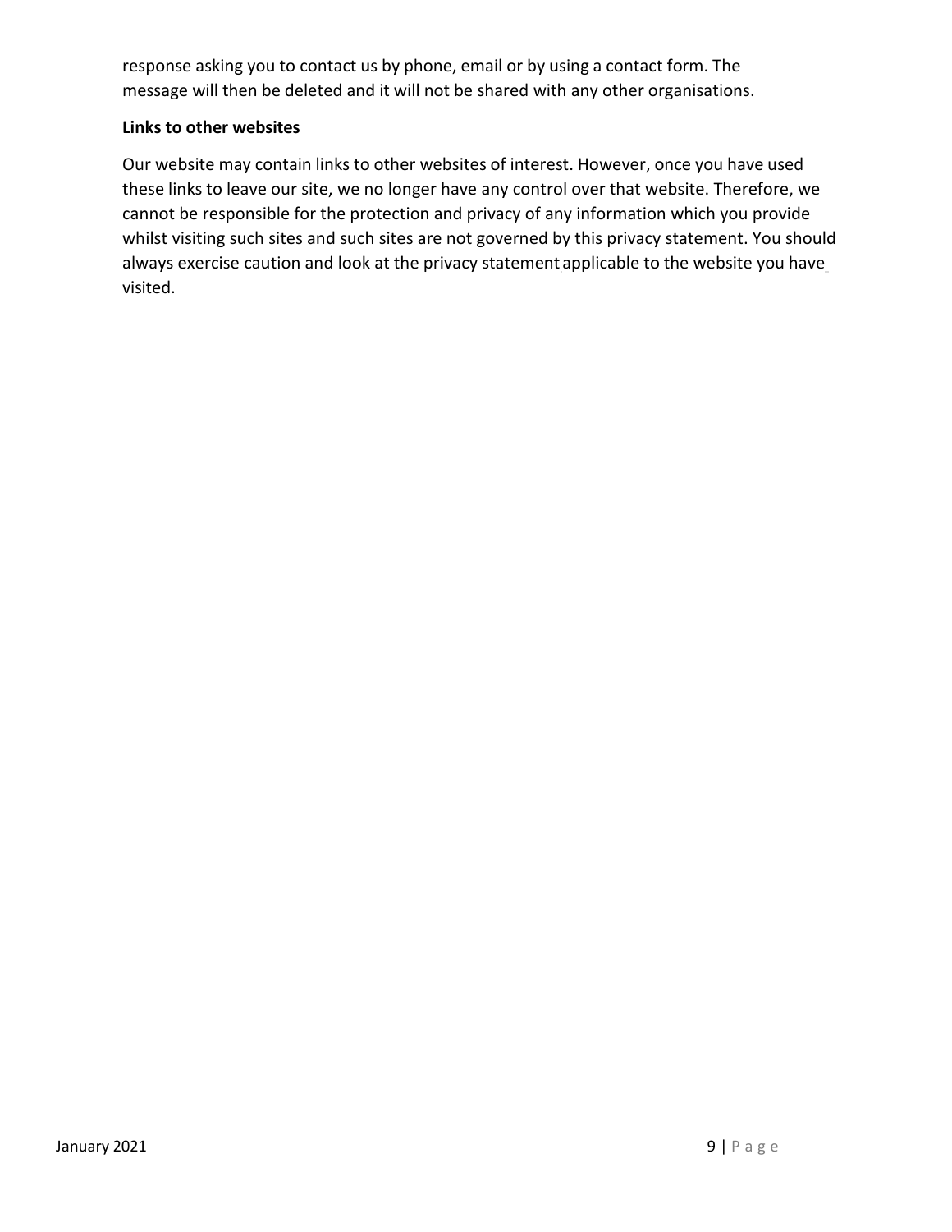response asking you to contact us by phone, email or by using a contact form. The message will then be deleted and it will not be shared with any other organisations.

**Links to other websites**

Our website may contain links to other websites of interest. However, once you have used these links to leave our site, we no longer have any control over that website. Therefore, we cannot be responsible for the protection and privacy of any information which you provide whilst visiting such sites and such sites are not governed by this privacy statement. You should always exercise caution and look at the privacy statement applicable to the website you have visited.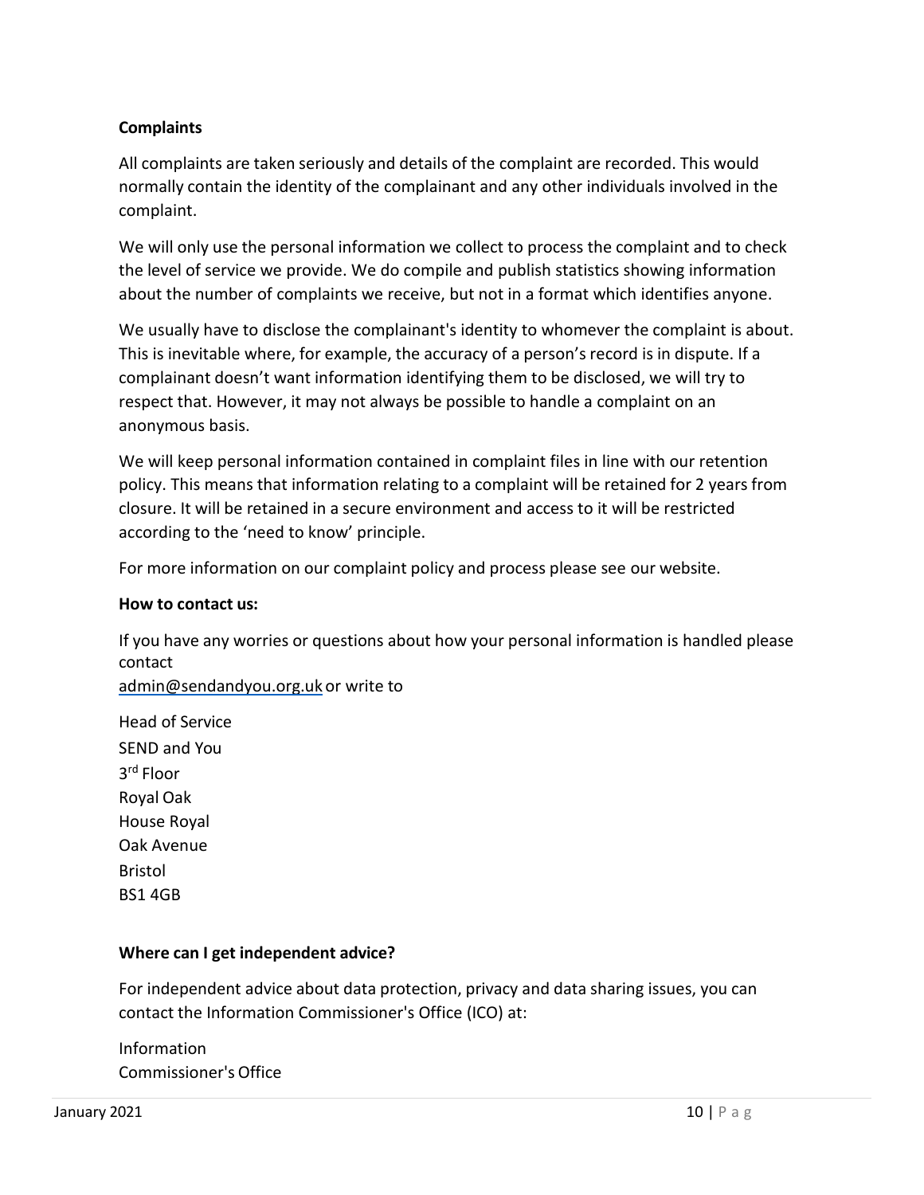**Complaints**

All complaints are taken seriously and details of the complaint are recorded. This would normally contain the identity of the complainant and any other individuals involved in the complaint.

We will only use the personal information we collect to process the complaint and to check the level of service we provide. We do compile and publish statistics showing information about the number of complaints we receive, but not in a format which identifies anyone.

We usually have to disclose the complainant's identity to whomever the complaint is about. This is inevitable where, for example, the accuracy of a person's record is in dispute. If a complainant doesn't want information identifying them to be disclosed, we will try to respect that. However, it may not always be possible to handle a complaint on an anonymous basis.

We will keep personal information contained in complaint files in line with our retention policy. This means that information relating to a complaint will be retained for 2 years from closure. It will be retained in a secure environment and access to it will be restricted according to the 'need to know' principle.

For more information on our complaint policy and process please see our website.

**How to contact us:**

If you have any worries or questions about how your personal information is handled please contact
admin@sendandyou.org.uk or write to

Head of Service
SEND and You
3rd Floor
Royal Oak
House Royal
Oak Avenue
Bristol
BS1 4GB

**Where can I get independent advice?**

For independent advice about data protection, privacy and data sharing issues, you can contact the Information Commissioner's Office (ICO) at:

Information
Commissioner's Office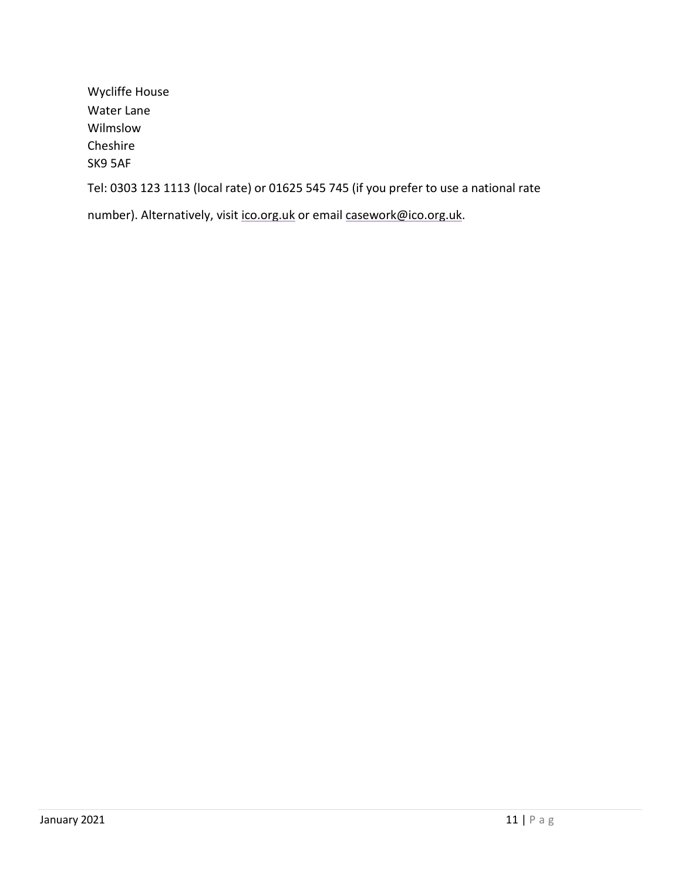Wycliffe House
Water Lane
Wilmslow
Cheshire
SK9 5AF

Tel: 0303 123 1113 (local rate) or 01625 545 745 (if you prefer to use a national rate number). Alternatively, visit ico.org.uk or email casework@ico.org.uk.